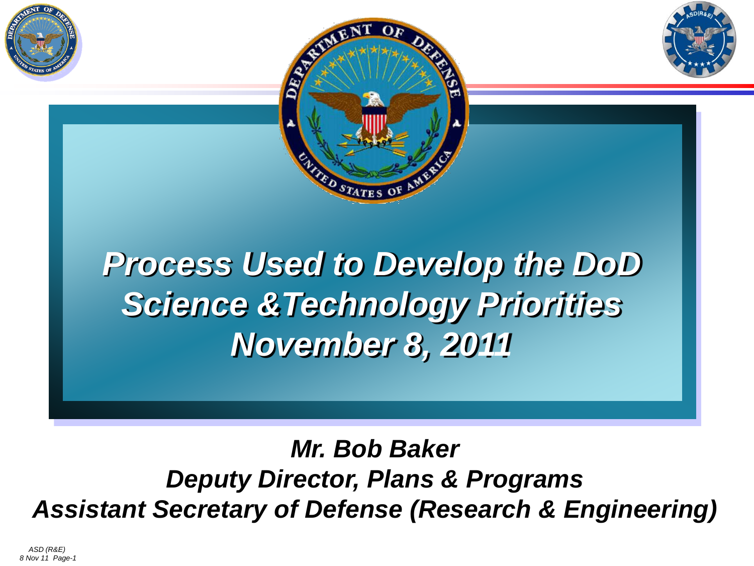# *Process Used to Develop the DoD Science &Technology Priorities November 8, 2011*

***Mr. Bob Baker***

***Deputy Director, Plans & Programs***

***Assistant Secretary of Defense (Research & Engineering)***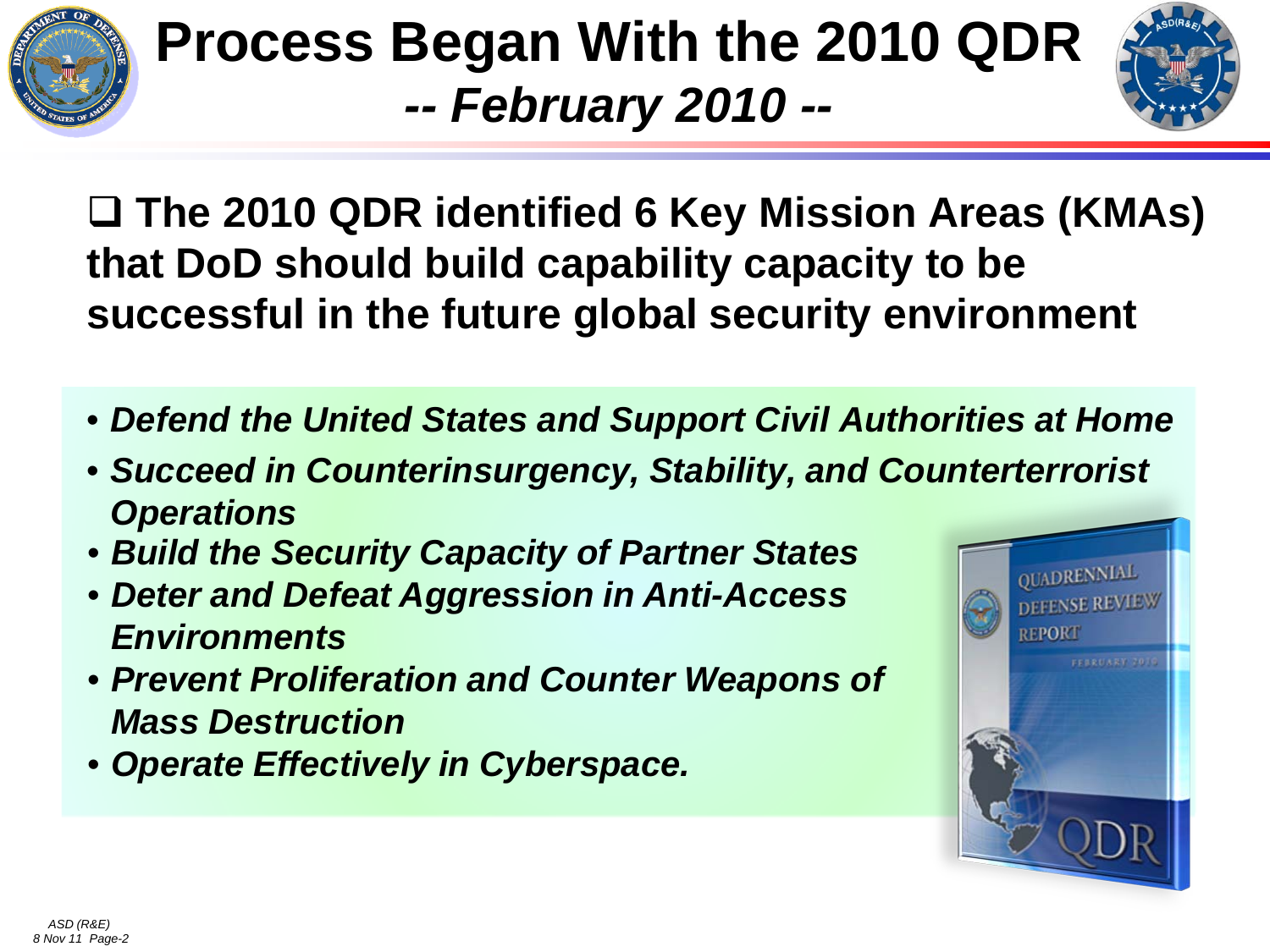# Process Began With the 2010 QDR

## *-- February 2010 --*

- **The 2010 QDR identified 6 Key Mission Areas (KMAs) that DoD should build capability capacity to be successful in the future global security environment**

- ***Defend the United States and Support Civil Authorities at Home***
- ***Succeed in Counterinsurgency, Stability, and Counterterrorist Operations***
- ***Build the Security Capacity of Partner States***
- ***Deter and Defeat Aggression in Anti-Access Environments***
- ***Prevent Proliferation and Counter Weapons of Mass Destruction***
- ***Operate Effectively in Cyberspace.***

*ASD (R&E)*
*8 Nov 11*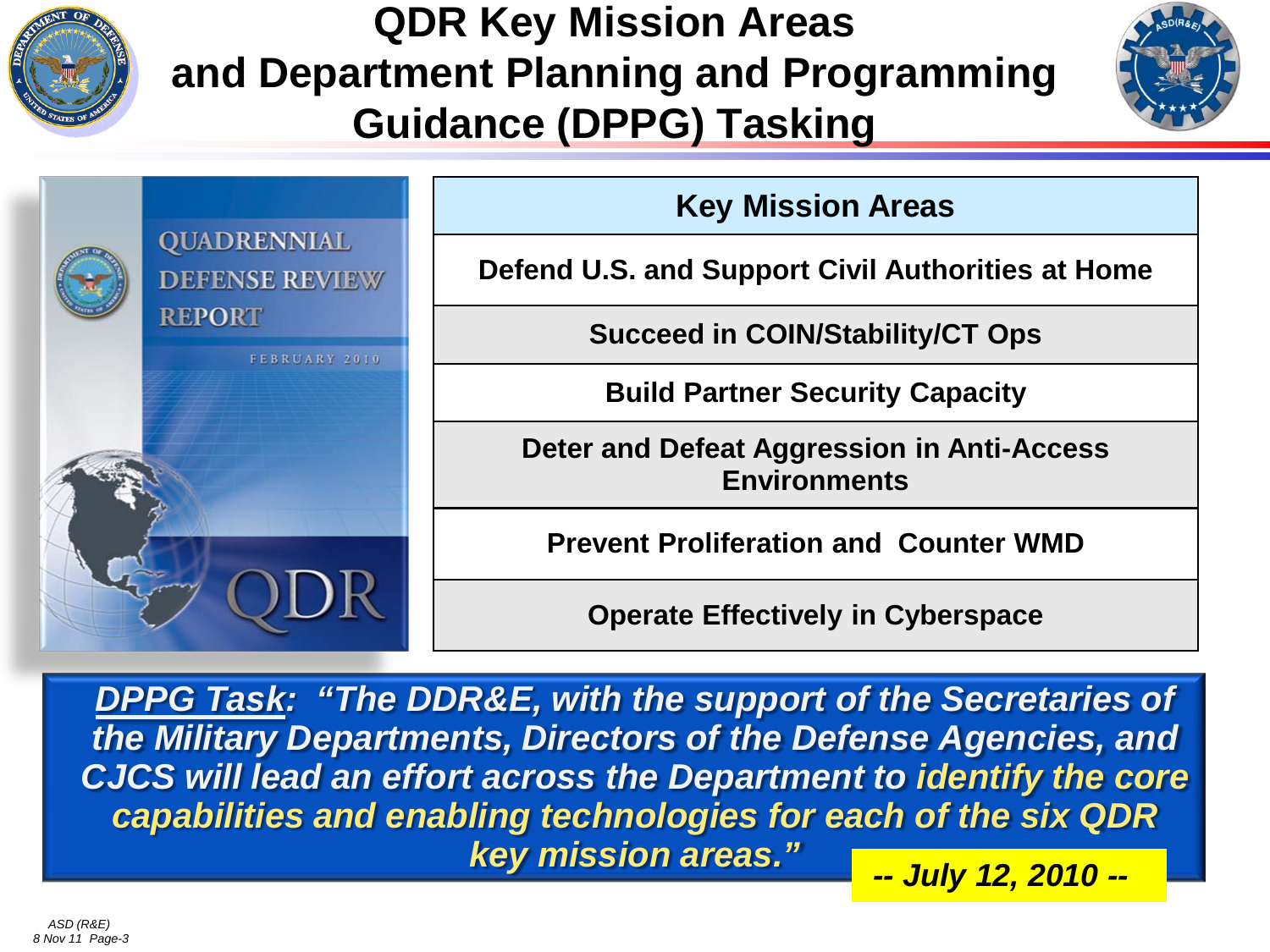# QDR Key Mission Areas and Department Planning and Programming Guidance (DPPG) Tasking

| Key Mission Areas |
|---|
| Defend U.S. and Support Civil Authorities at Home |
| Succeed in COIN/Stability/CT Ops |
| Build Partner Security Capacity |
| Deter and Defeat Aggression in Anti-Access Environments |
| Prevent Proliferation and Counter WMD |
| Operate Effectively in Cyberspace |

***DPPG Task*****: "The DDR&E, with the support of the Secretaries of the Military Departments, Directors of the Defense Agencies, and CJCS will lead an effort across the Department to identify the core capabilities and enabling technologies for each of the six QDR key mission areas."**

***-- July 12, 2010 --***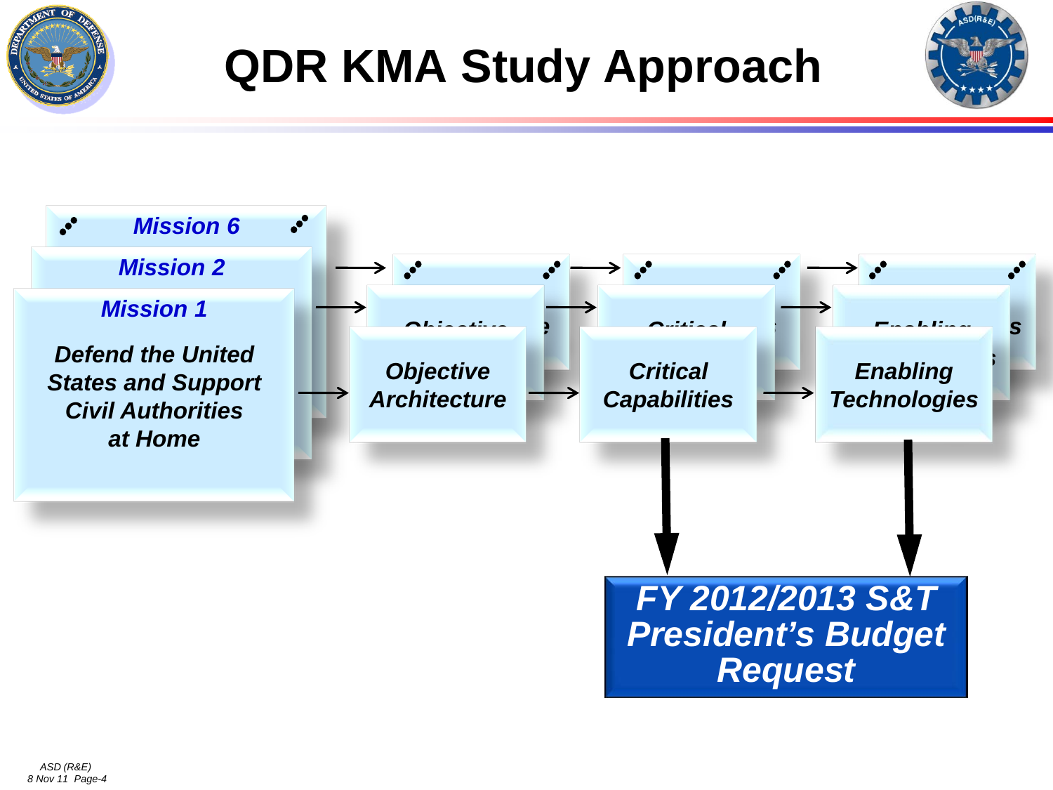# QDR KMA Study Approach

**Mission 6**

**Mission 2**

**Mission 1**

*Defend the United States and Support Civil Authorities at Home*

→ *Objective Architecture* → *Critical Capabilities* → *Enabling Technologies*

*Critical Capabilities* ↓ and *Enabling Technologies* ↓

***FY 2012/2013 S&T President's Budget Request***

*ASD (R&E)*
*8 Nov 11*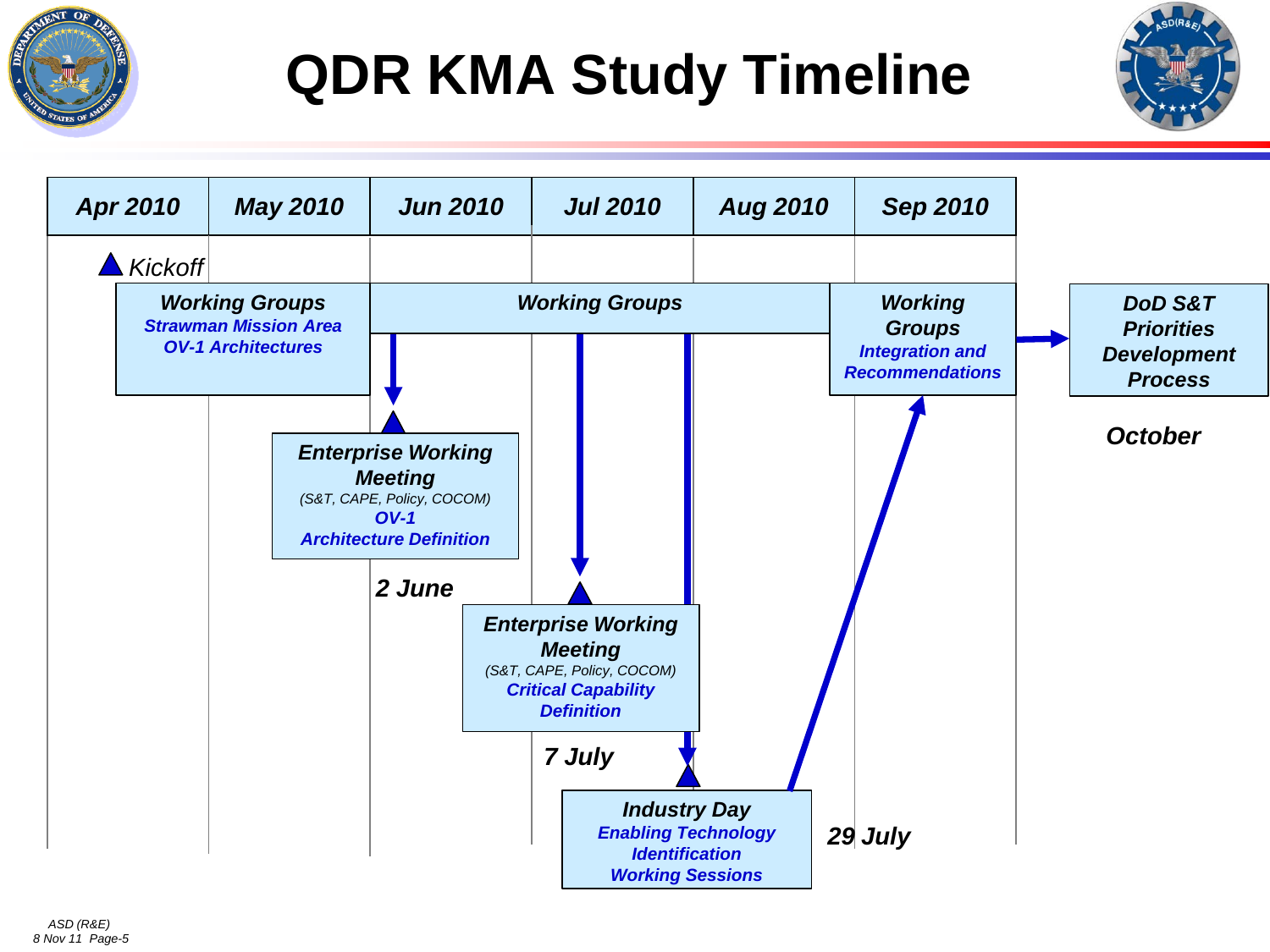# QDR KMA Study Timeline

| Apr 2010 | May 2010 | Jun 2010 | Jul 2010 | Aug 2010 | Sep 2010 |
|---|---|---|---|---|---|

- **Kickoff** (Apr 2010)
- **Working Groups** — *Strawman Mission Area OV-1 Architectures*
- **Working Groups**
- **Working Groups** — *Integration and Recommendations*
- **DoD S&T Priorities Development Process** — **October**

**Enterprise Working Meeting**
(S&T, CAPE, Policy, COCOM)
*OV-1 Architecture Definition*
**2 June**

**Enterprise Working Meeting**
(S&T, CAPE, Policy, COCOM)
*Critical Capability Definition*
**7 July**

**Industry Day**
*Enabling Technology Identification Working Sessions*
**29 July**

ASD (R&E)
8 Nov 11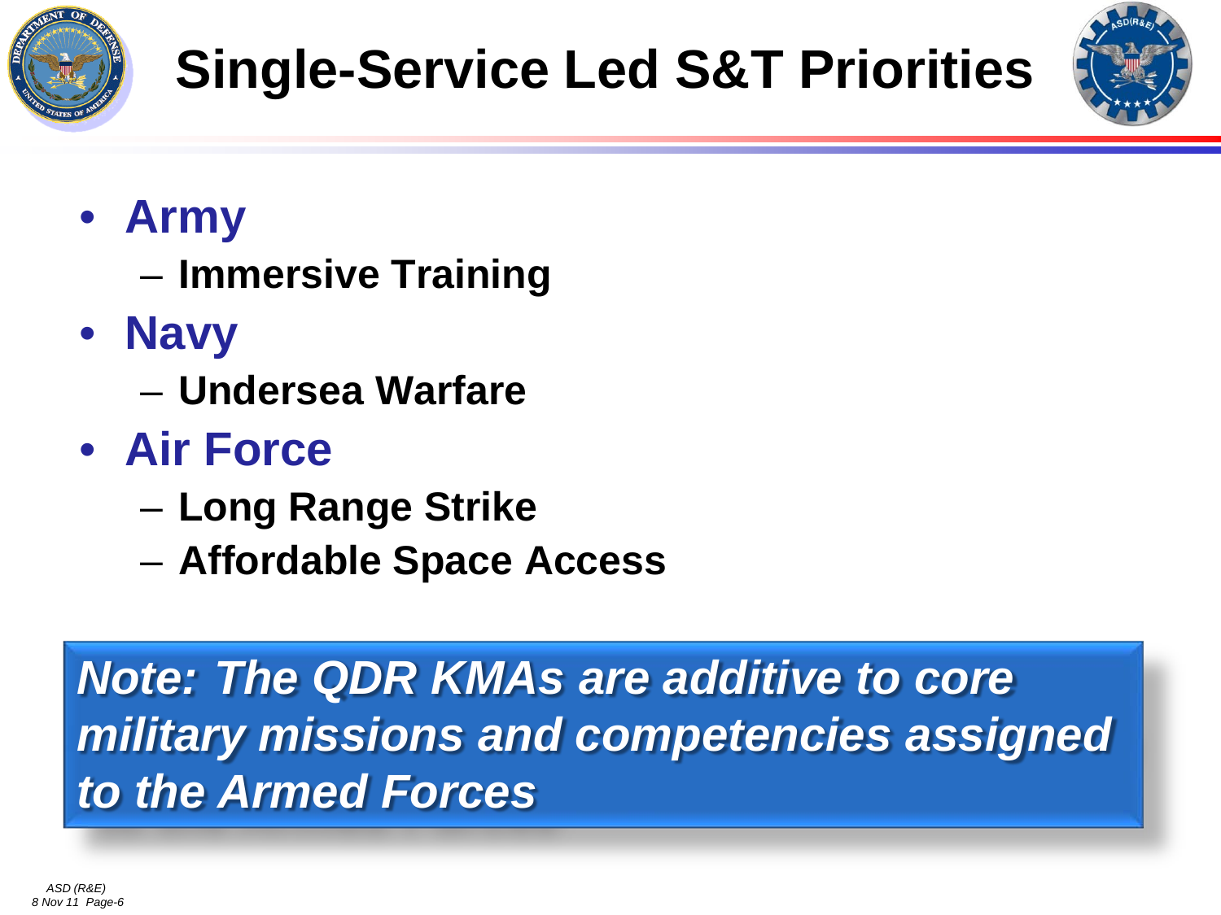# Single-Service Led S&T Priorities

- **Army**
  - **Immersive Training**
- **Navy**
  - **Undersea Warfare**
- **Air Force**
  - **Long Range Strike**
  - **Affordable Space Access**

***Note: The QDR KMAs are additive to core military missions and competencies assigned to the Armed Forces***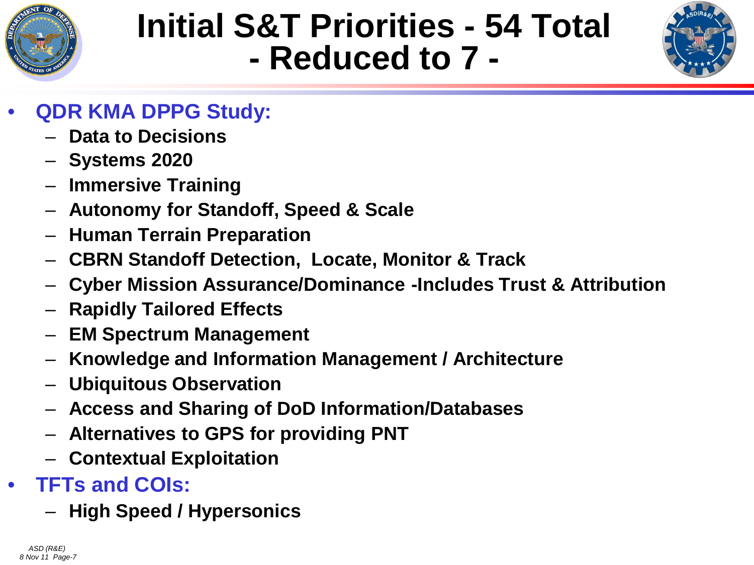# Initial S&T Priorities - 54 Total
# - Reduced to 7 -

- **QDR KMA DPPG Study:**
  - **Data to Decisions**
  - **Systems 2020**
  - **Immersive Training**
  - **Autonomy for Standoff, Speed & Scale**
  - **Human Terrain Preparation**
  - **CBRN Standoff Detection, Locate, Monitor & Track**
  - **Cyber Mission Assurance/Dominance -Includes Trust & Attribution**
  - **Rapidly Tailored Effects**
  - **EM Spectrum Management**
  - **Knowledge and Information Management / Architecture**
  - **Ubiquitous Observation**
  - **Access and Sharing of DoD Information/Databases**
  - **Alternatives to GPS for providing PNT**
  - **Contextual Exploitation**
- **TFTs and COIs:**
  - **High Speed / Hypersonics**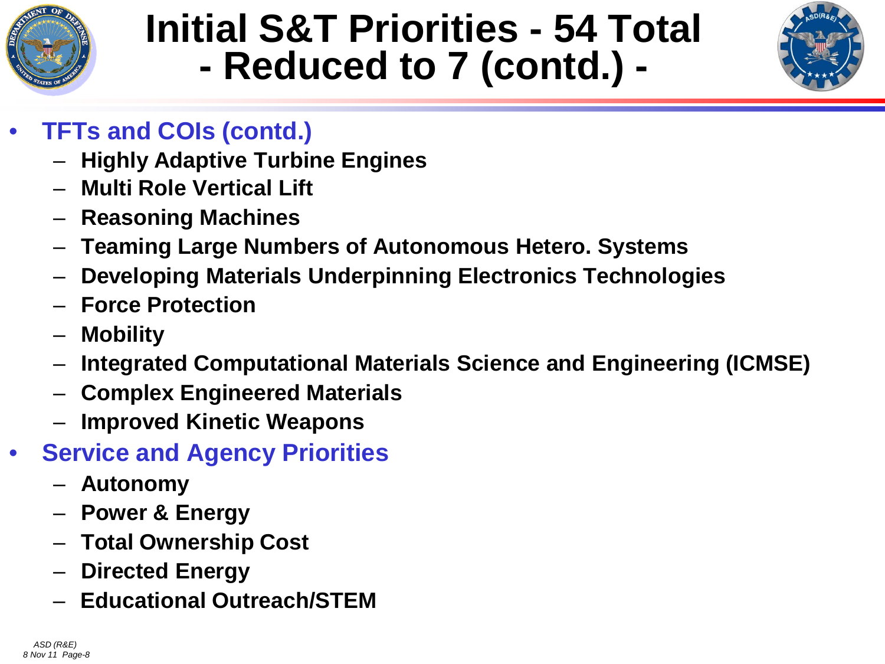# Initial S&T Priorities - 54 Total - Reduced to 7 (contd.) -

- **TFTs and COIs (contd.)**
  - Highly Adaptive Turbine Engines
  - Multi Role Vertical Lift
  - Reasoning Machines
  - Teaming Large Numbers of Autonomous Hetero. Systems
  - Developing Materials Underpinning Electronics Technologies
  - Force Protection
  - Mobility
  - Integrated Computational Materials Science and Engineering (ICMSE)
  - Complex Engineered Materials
  - Improved Kinetic Weapons
- **Service and Agency Priorities**
  - Autonomy
  - Power & Energy
  - Total Ownership Cost
  - Directed Energy
  - Educational Outreach/STEM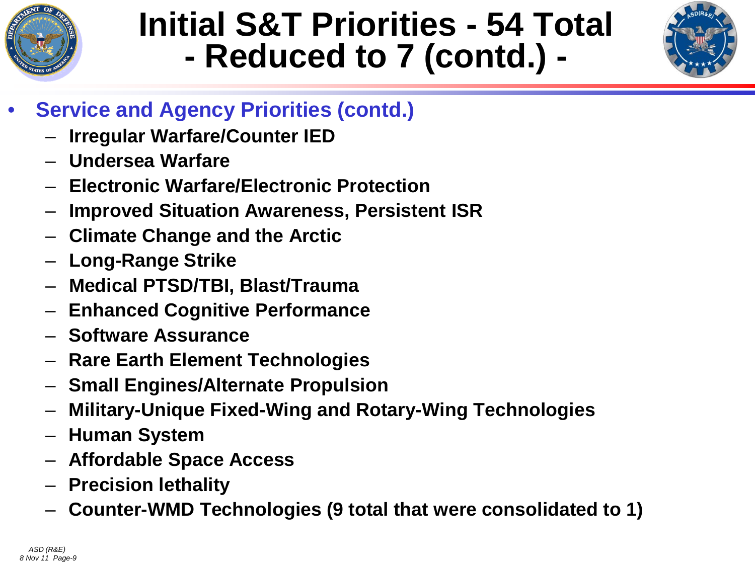# Initial S&T Priorities - 54 Total - Reduced to 7 (contd.) -

- **Service and Agency Priorities (contd.)**
  - **Irregular Warfare/Counter IED**
  - **Undersea Warfare**
  - **Electronic Warfare/Electronic Protection**
  - **Improved Situation Awareness, Persistent ISR**
  - **Climate Change and the Arctic**
  - **Long-Range Strike**
  - **Medical PTSD/TBI, Blast/Trauma**
  - **Enhanced Cognitive Performance**
  - **Software Assurance**
  - **Rare Earth Element Technologies**
  - **Small Engines/Alternate Propulsion**
  - **Military-Unique Fixed-Wing and Rotary-Wing Technologies**
  - **Human System**
  - **Affordable Space Access**
  - **Precision lethality**
  - **Counter-WMD Technologies (9 total that were consolidated to 1)**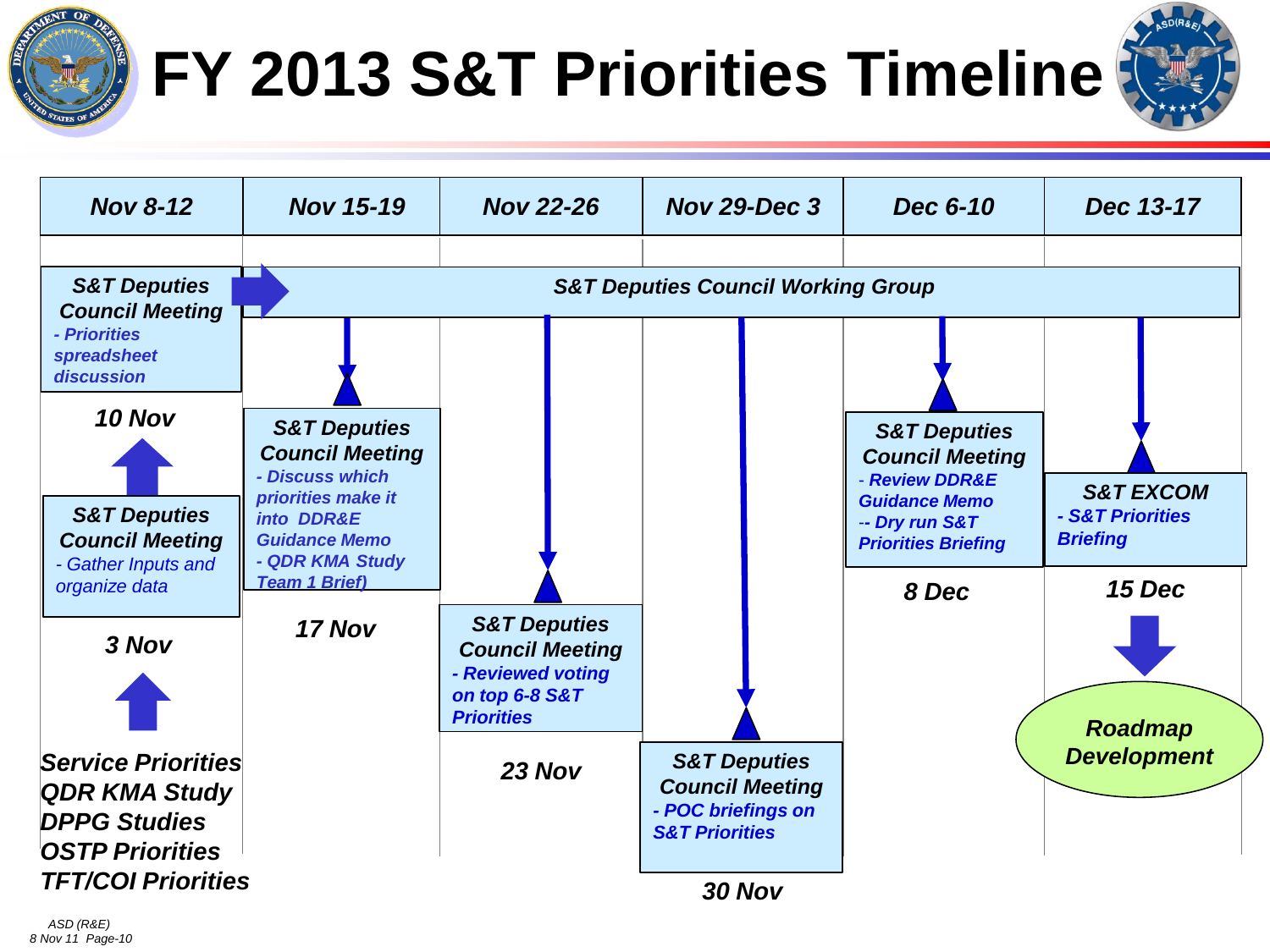# FY 2013 S&T Priorities Timeline

| Nov 8-12 | Nov 15-19 | Nov 22-26 | Nov 29-Dec 3 | Dec 6-10 | Dec 13-17 |
|---|---|---|---|---|---|

**S&T Deputies Council Working Group**

**Nov 8-12**

- **S&T Deputies Council Meeting** – 10 Nov
  - Priorities spreadsheet discussion
- **S&T Deputies Council Meeting** – 3 Nov
  - Gather Inputs and organize data
- Inputs:
  - *Service Priorities*
  - *QDR KMA Study*
  - *DPPG Studies*
  - *OSTP Priorities*
  - *TFT/COI Priorities*

**Nov 15-19**

- **S&T Deputies Council Meeting** – 17 Nov
  - Discuss which priorities make it into DDR&E Guidance Memo
  - QDR KMA Study Team 1 Brief)

**Nov 22-26**

- **S&T Deputies Council Meeting** – 23 Nov
  - Reviewed voting on top 6-8 S&T Priorities

**Nov 29-Dec 3**

- **S&T Deputies Council Meeting** – 30 Nov
  - POC briefings on S&T Priorities

**Dec 6-10**

- **S&T Deputies Council Meeting** – 8 Dec
  - Review DDR&E Guidance Memo
  - -- Dry run S&T Priorities Briefing

**Dec 13-17**

- **S&T EXCOM** – 15 Dec
  - S&T Priorities Briefing
- **Roadmap Development**

ASD (R&E)
8 Nov 11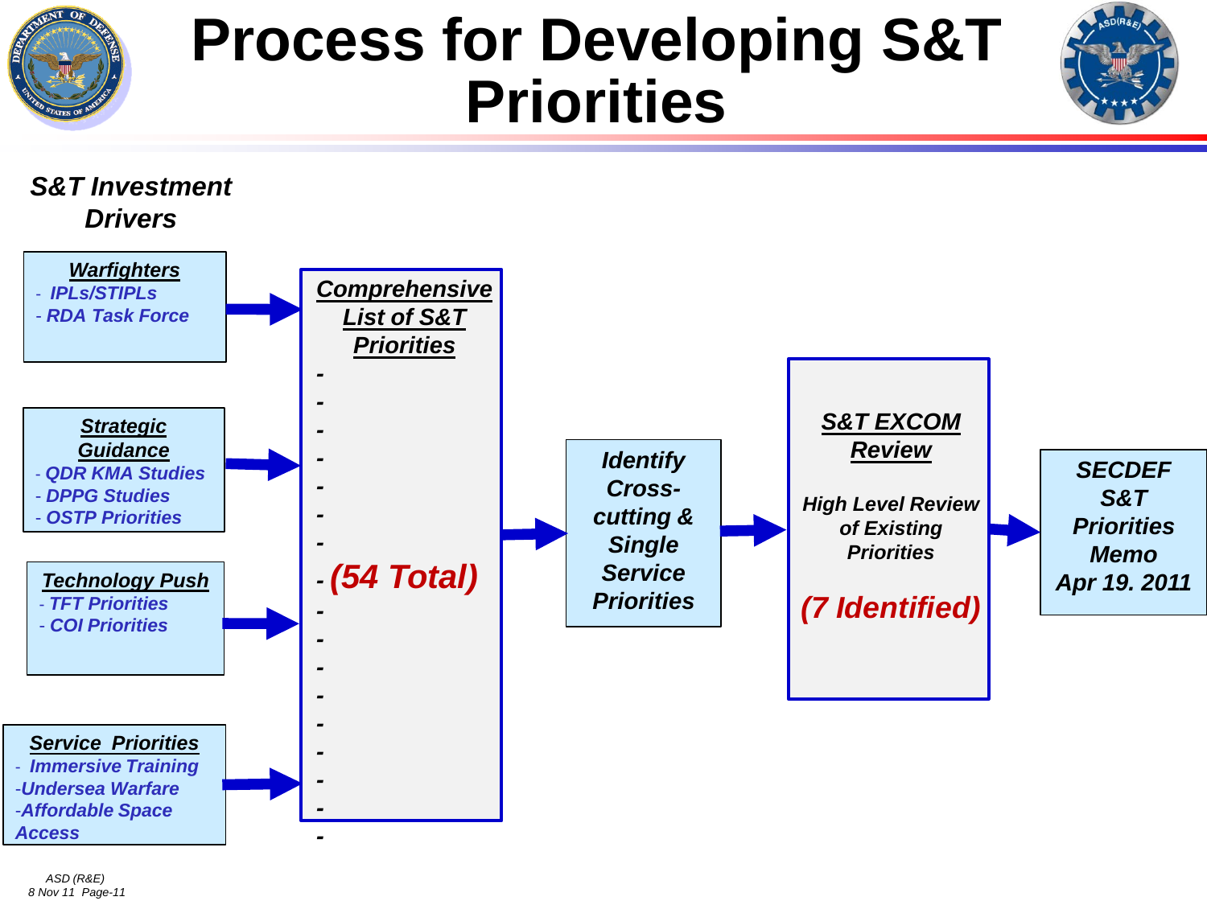# Process for Developing S&T Priorities

***S&T Investment Drivers***

**Warfighters**
- IPLs/STIPLs
- RDA Task Force

**Strategic Guidance**
- QDR KMA Studies
- DPPG Studies
- OSTP Priorities

**Technology Push**
- TFT Priorities
- COI Priorities

**Service Priorities**
- Immersive Training
- Undersea Warfare
- Affordable Space Access

→

**Comprehensive List of S&T Priorities**

-
-
-
-
-
-
-
- **(54 Total)**
-
-
-
-
-
-
-
-
-

→

**Identify Cross-cutting & Single Service Priorities**

→

**S&T EXCOM Review**

High Level Review of Existing Priorities

**(7 Identified)**

→

**SECDEF S&T Priorities Memo Apr 19. 2011**

*ASD (R&E)*
*8 Nov 11*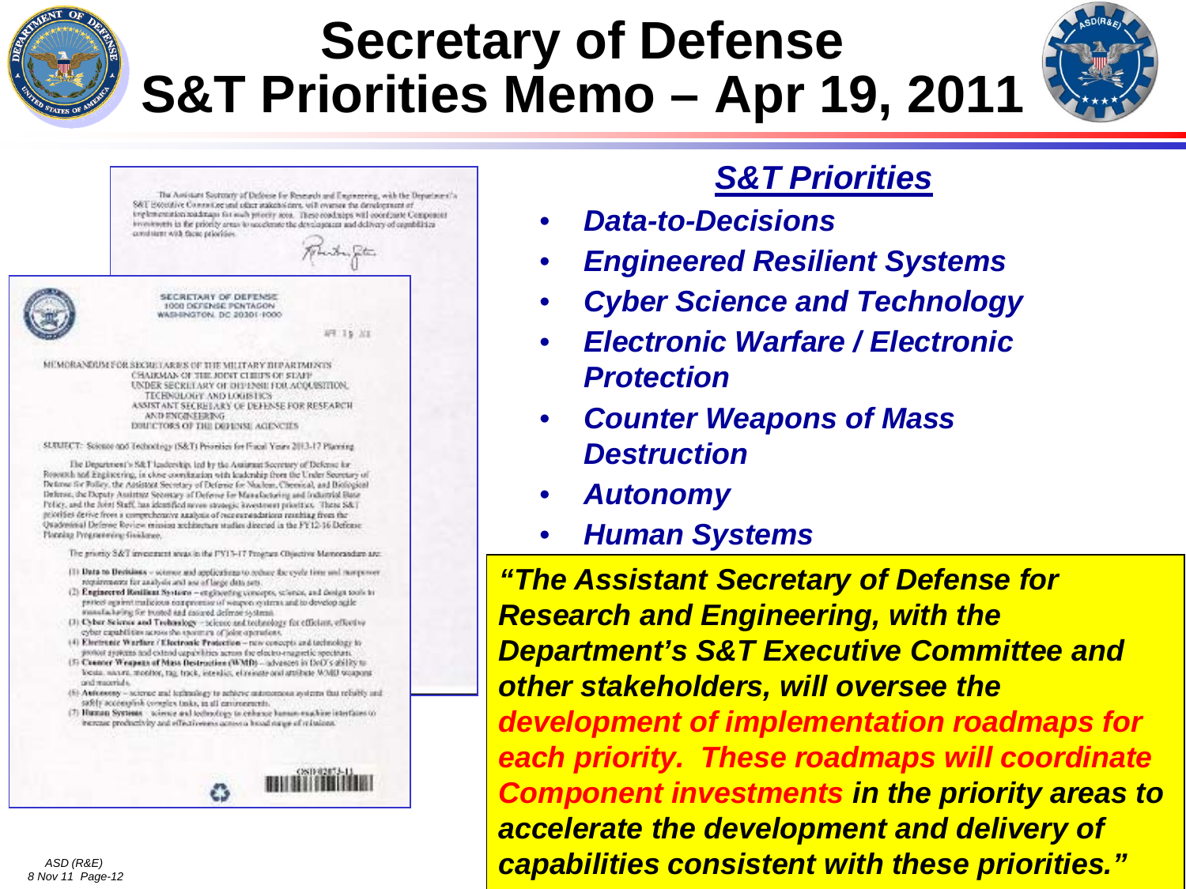# Secretary of Defense S&T Priorities Memo – Apr 19, 2011

The Assistant Secretary of Defense for Research and Engineering, with the Department's S&T Executive Committee and other stakeholders, will oversee the development of implementation roadmaps for each priority area. These roadmaps will coordinate Component investments in the priority areas to accelerate the development and delivery of capabilities consistent with these priorities.

SECRETARY OF DEFENSE
1000 DEFENSE PENTAGON
WASHINGTON, DC 20301-1000

APR 19 2011

MEMORANDUM FOR SECRETARIES OF THE MILITARY DEPARTMENTS
CHAIRMAN OF THE JOINT CHIEFS OF STAFF
UNDER SECRETARY OF DEFENSE FOR ACQUISITION, TECHNOLOGY AND LOGISTICS
ASSISTANT SECRETARY OF DEFENSE FOR RESEARCH AND ENGINEERING
DIRECTORS OF THE DEFENSE AGENCIES

SUBJECT: Science and Technology (S&T) Priorities for Fiscal Years 2013-17 Planning

The Department's S&T leadership, led by the Assistant Secretary of Defense for Research and Engineering, in close coordination with leadership from the Under Secretary of Defense for Policy, the Assistant Secretary of Defense for Nuclear, Chemical, and Biological Defense, the Deputy Assistant Secretary of Defense for Manufacturing and Industrial Base Policy, and the Joint Staff, has identified seven strategic investment priorities. These S&T priorities derive from a comprehensive analysis of recommendations resulting from the Quadrennial Defense Review mission architecture studies directed in the FY12-16 Defense Planning Programming Guidance.

The priority S&T investment areas in the FY13-17 Program Objective Memorandum are:

(1) **Data to Decisions** – science and applications to reduce the cycle time and manpower requirements for analysis and use of large data sets.
(2) **Engineered Resilient Systems** – engineering concepts, science, and design tools to protect against malicious compromise of weapon systems and to develop agile manufacturing for trusted and assured defense systems.
(3) **Cyber Science and Technology** – science and technology for efficient, effective cyber capabilities across the spectrum of joint operations.
(4) **Electronic Warfare / Electronic Protection** – new concepts and technology to protect systems and extend capabilities across the electro-magnetic spectrum.
(5) **Counter Weapons of Mass Destruction (WMD)** – advances in DoD's ability to locate, secure, monitor, tag, track, interdict, eliminate and attribute WMD weapons and materials.
(6) **Autonomy** – science and technology to achieve autonomous systems that reliably and safely accomplish complex tasks, in all environments.
(7) **Human Systems** – science and technology to enhance human-machine interfaces to increase productivity and effectiveness across a broad range of missions.

OSD 02073-11

## *S&T Priorities*

- ***Data-to-Decisions***
- ***Engineered Resilient Systems***
- ***Cyber Science and Technology***
- ***Electronic Warfare / Electronic Protection***
- ***Counter Weapons of Mass Destruction***
- ***Autonomy***
- ***Human Systems***

***"The Assistant Secretary of Defense for Research and Engineering, with the Department's S&T Executive Committee and other stakeholders, will oversee the development of implementation roadmaps for each priority. These roadmaps will coordinate Component investments in the priority areas to accelerate the development and delivery of capabilities consistent with these priorities."***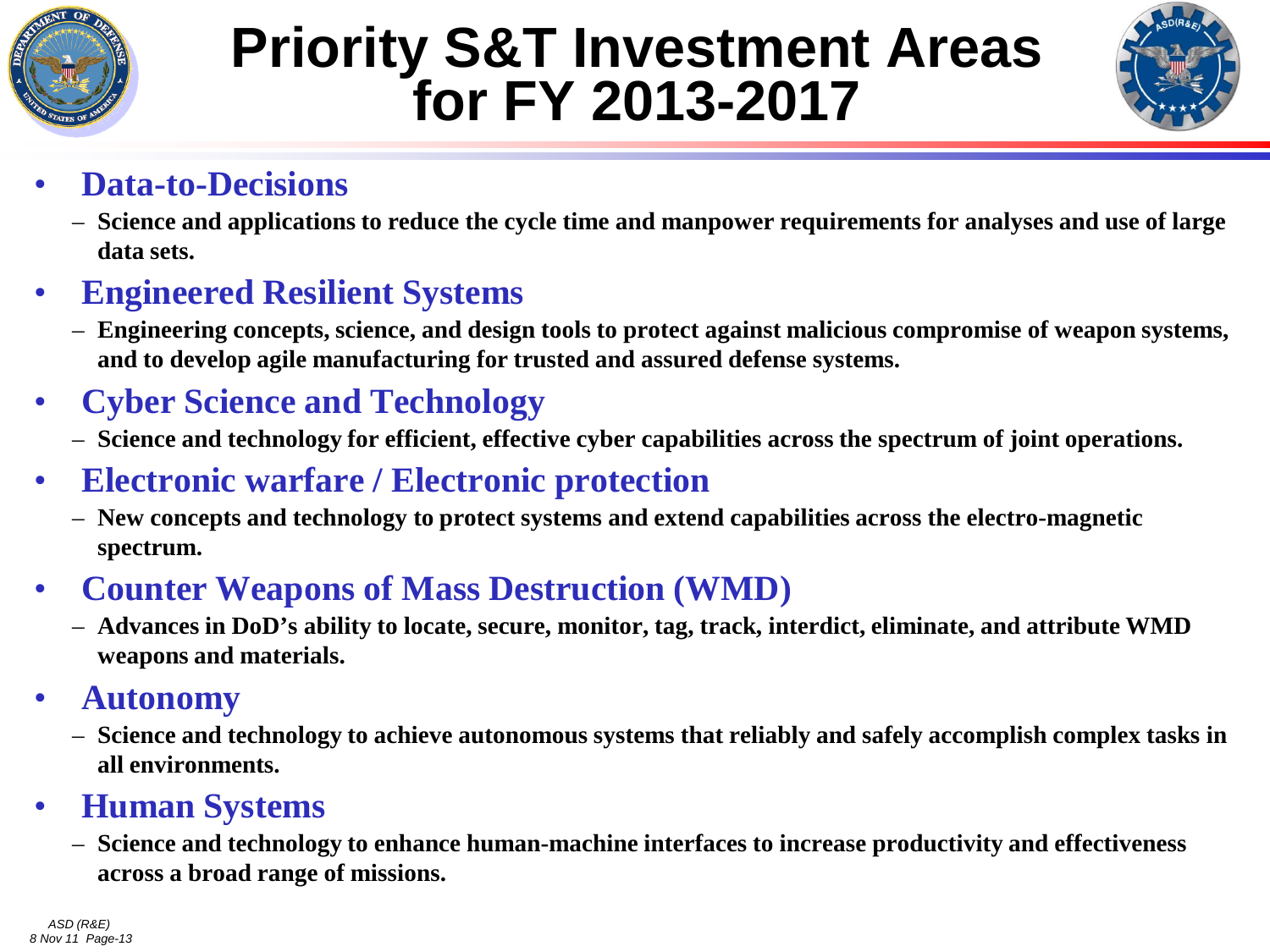# Priority S&T Investment Areas for FY 2013-2017

- **Data-to-Decisions**
  - **Science and applications to reduce the cycle time and manpower requirements for analyses and use of large data sets.**
- **Engineered Resilient Systems**
  - **Engineering concepts, science, and design tools to protect against malicious compromise of weapon systems, and to develop agile manufacturing for trusted and assured defense systems.**
- **Cyber Science and Technology**
  - **Science and technology for efficient, effective cyber capabilities across the spectrum of joint operations.**
- **Electronic warfare / Electronic protection**
  - **New concepts and technology to protect systems and extend capabilities across the electro-magnetic spectrum.**
- **Counter Weapons of Mass Destruction (WMD)**
  - **Advances in DoD's ability to locate, secure, monitor, tag, track, interdict, eliminate, and attribute WMD weapons and materials.**
- **Autonomy**
  - **Science and technology to achieve autonomous systems that reliably and safely accomplish complex tasks in all environments.**
- **Human Systems**
  - **Science and technology to enhance human-machine interfaces to increase productivity and effectiveness across a broad range of missions.**